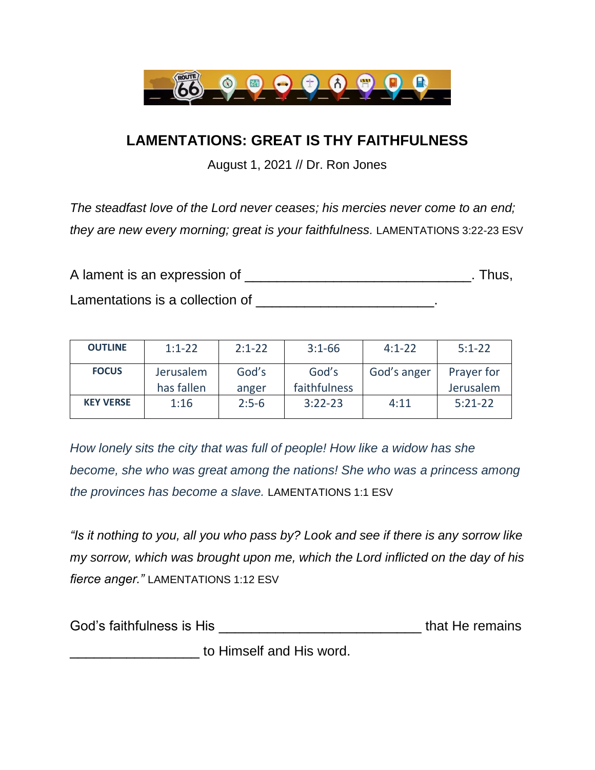# LAMENTATIONS: GREAT IS THY FAITHFULNESS

August 1, 2021 // Dr. Ron Jones

*The steadfast love of the Lord never ceases; his mercies never come to an end; they are new every morning; great is your faithfulness.* LAMENTATIONS 3:22-23 ESV

A lament is an expression of \_\_\_\_\_\_\_\_\_\_\_\_\_\_\_\_\_\_\_\_\_\_\_\_\_\_\_\_\_\_. Thus, Lamentations is a collection of \_\_\_\_\_\_\_\_\_\_\_\_\_\_\_\_\_\_\_\_\_\_\_\_.

| **OUTLINE** | 1:1-22 | 2:1-22 | 3:1-66 | 4:1-22 | 5:1-22 |
|---|---|---|---|---|---|
| **FOCUS** | Jerusalem has fallen | God's anger | God's faithfulness | God's anger | Prayer for Jerusalem |
| **KEY VERSE** | 1:16 | 2:5-6 | 3:22-23 | 4:11 | 5:21-22 |

*How lonely sits the city that was full of people! How like a widow has she become, she who was great among the nations! She who was a princess among the provinces has become a slave.* LAMENTATIONS 1:1 ESV

*"Is it nothing to you, all you who pass by? Look and see if there is any sorrow like my sorrow, which was brought upon me, which the Lord inflicted on the day of his fierce anger."* LAMENTATIONS 1:12 ESV

God's faithfulness is His \_\_\_\_\_\_\_\_\_\_\_\_\_\_\_\_\_\_\_\_\_\_\_\_\_\_ that He remains \_\_\_\_\_\_\_\_\_\_\_\_\_\_\_\_\_ to Himself and His word.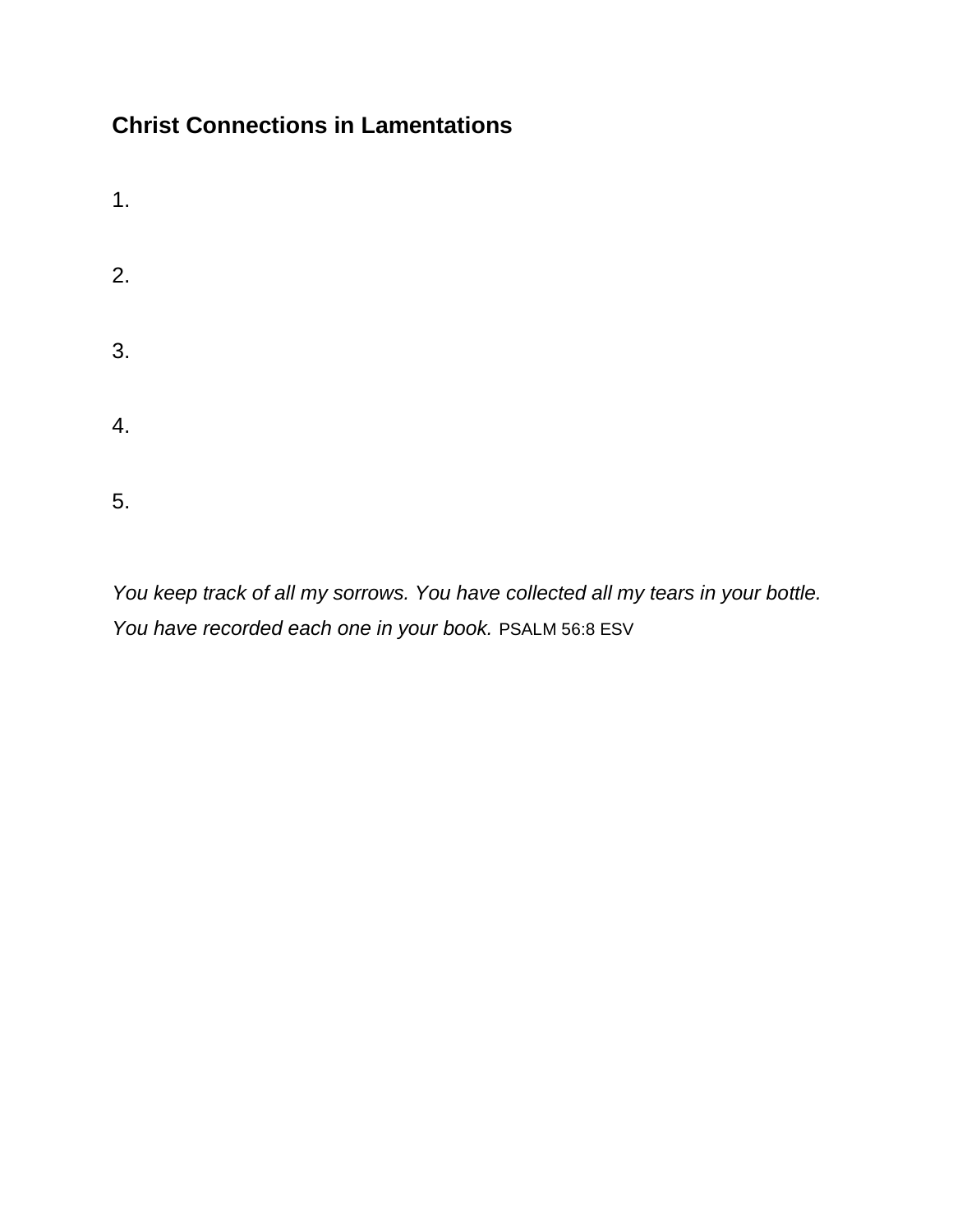## Christ Connections in Lamentations

1.

2.

3.

4.

5.

*You keep track of all my sorrows. You have collected all my tears in your bottle. You have recorded each one in your book.* PSALM 56:8 ESV